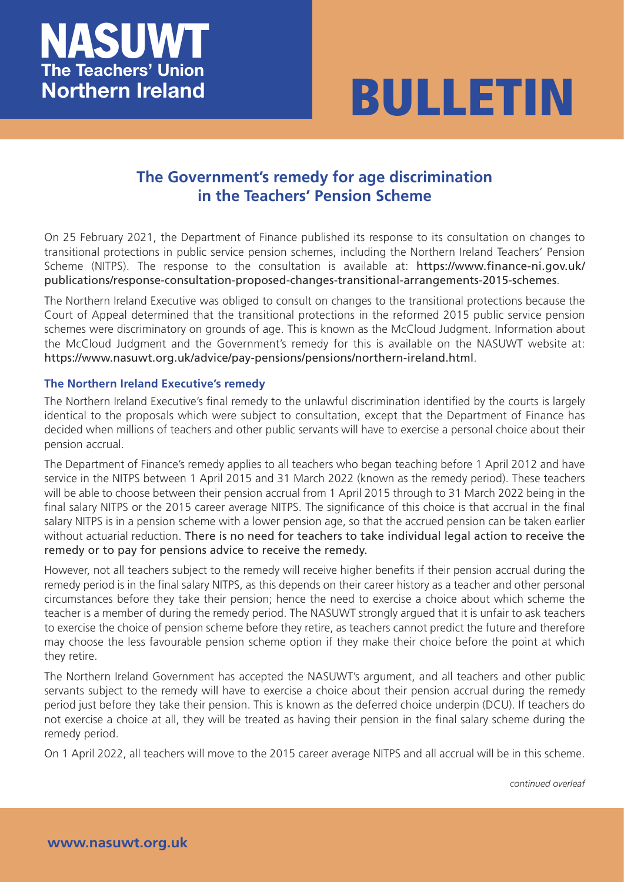# NASUWT
**The Teachers' Union**
**Northern Ireland**

# BULLETIN

## The Government's remedy for age discrimination in the Teachers' Pension Scheme

On 25 February 2021, the Department of Finance published its response to its consultation on changes to transitional protections in public service pension schemes, including the Northern Ireland Teachers' Pension Scheme (NITPS). The response to the consultation is available at: https://www.finance-ni.gov.uk/publications/response-consultation-proposed-changes-transitional-arrangements-2015-schemes.

The Northern Ireland Executive was obliged to consult on changes to the transitional protections because the Court of Appeal determined that the transitional protections in the reformed 2015 public service pension schemes were discriminatory on grounds of age. This is known as the McCloud Judgment. Information about the McCloud Judgment and the Government's remedy for this is available on the NASUWT website at: https://www.nasuwt.org.uk/advice/pay-pensions/pensions/northern-ireland.html.

### The Northern Ireland Executive's remedy

The Northern Ireland Executive's final remedy to the unlawful discrimination identified by the courts is largely identical to the proposals which were subject to consultation, except that the Department of Finance has decided when millions of teachers and other public servants will have to exercise a personal choice about their pension accrual.

The Department of Finance's remedy applies to all teachers who began teaching before 1 April 2012 and have service in the NITPS between 1 April 2015 and 31 March 2022 (known as the remedy period). These teachers will be able to choose between their pension accrual from 1 April 2015 through to 31 March 2022 being in the final salary NITPS or the 2015 career average NITPS. The significance of this choice is that accrual in the final salary NITPS is in a pension scheme with a lower pension age, so that the accrued pension can be taken earlier without actuarial reduction. There is no need for teachers to take individual legal action to receive the remedy or to pay for pensions advice to receive the remedy.

However, not all teachers subject to the remedy will receive higher benefits if their pension accrual during the remedy period is in the final salary NITPS, as this depends on their career history as a teacher and other personal circumstances before they take their pension; hence the need to exercise a choice about which scheme the teacher is a member of during the remedy period. The NASUWT strongly argued that it is unfair to ask teachers to exercise the choice of pension scheme before they retire, as teachers cannot predict the future and therefore may choose the less favourable pension scheme option if they make their choice before the point at which they retire.

The Northern Ireland Government has accepted the NASUWT's argument, and all teachers and other public servants subject to the remedy will have to exercise a choice about their pension accrual during the remedy period just before they take their pension. This is known as the deferred choice underpin (DCU). If teachers do not exercise a choice at all, they will be treated as having their pension in the final salary scheme during the remedy period.

On 1 April 2022, all teachers will move to the 2015 career average NITPS and all accrual will be in this scheme.

*continued overleaf*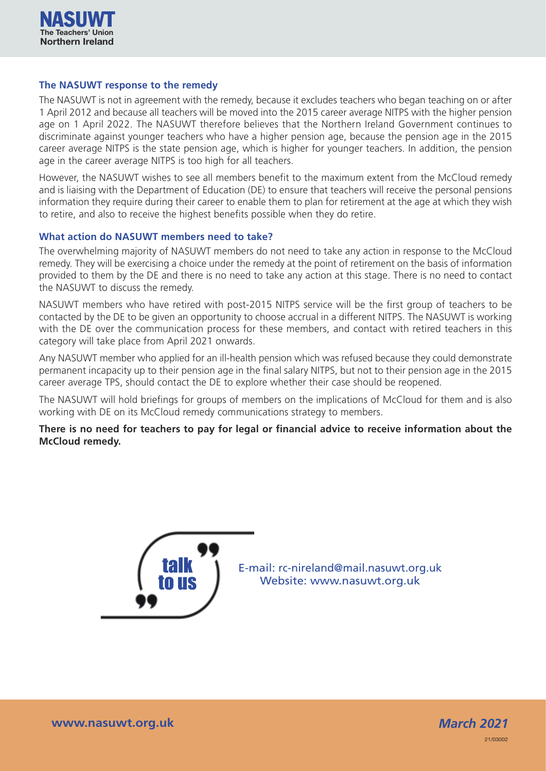### The NASUWT response to the remedy

The NASUWT is not in agreement with the remedy, because it excludes teachers who began teaching on or after 1 April 2012 and because all teachers will be moved into the 2015 career average NITPS with the higher pension age on 1 April 2022. The NASUWT therefore believes that the Northern Ireland Government continues to discriminate against younger teachers who have a higher pension age, because the pension age in the 2015 career average NITPS is the state pension age, which is higher for younger teachers. In addition, the pension age in the career average NITPS is too high for all teachers.

However, the NASUWT wishes to see all members benefit to the maximum extent from the McCloud remedy and is liaising with the Department of Education (DE) to ensure that teachers will receive the personal pensions information they require during their career to enable them to plan for retirement at the age at which they wish to retire, and also to receive the highest benefits possible when they do retire.

### What action do NASUWT members need to take?

The overwhelming majority of NASUWT members do not need to take any action in response to the McCloud remedy. They will be exercising a choice under the remedy at the point of retirement on the basis of information provided to them by the DE and there is no need to take any action at this stage. There is no need to contact the NASUWT to discuss the remedy.

NASUWT members who have retired with post-2015 NITPS service will be the first group of teachers to be contacted by the DE to be given an opportunity to choose accrual in a different NITPS. The NASUWT is working with the DE over the communication process for these members, and contact with retired teachers in this category will take place from April 2021 onwards.

Any NASUWT member who applied for an ill-health pension which was refused because they could demonstrate permanent incapacity up to their pension age in the final salary NITPS, but not to their pension age in the 2015 career average TPS, should contact the DE to explore whether their case should be reopened.

The NASUWT will hold briefings for groups of members on the implications of McCloud for them and is also working with DE on its McCloud remedy communications strategy to members.

**There is no need for teachers to pay for legal or financial advice to receive information about the McCloud remedy.**

talk to us

E-mail: rc-nireland@mail.nasuwt.org.uk
Website: www.nasuwt.org.uk

www.nasuwt.org.uk

*March 2021*

21/03002